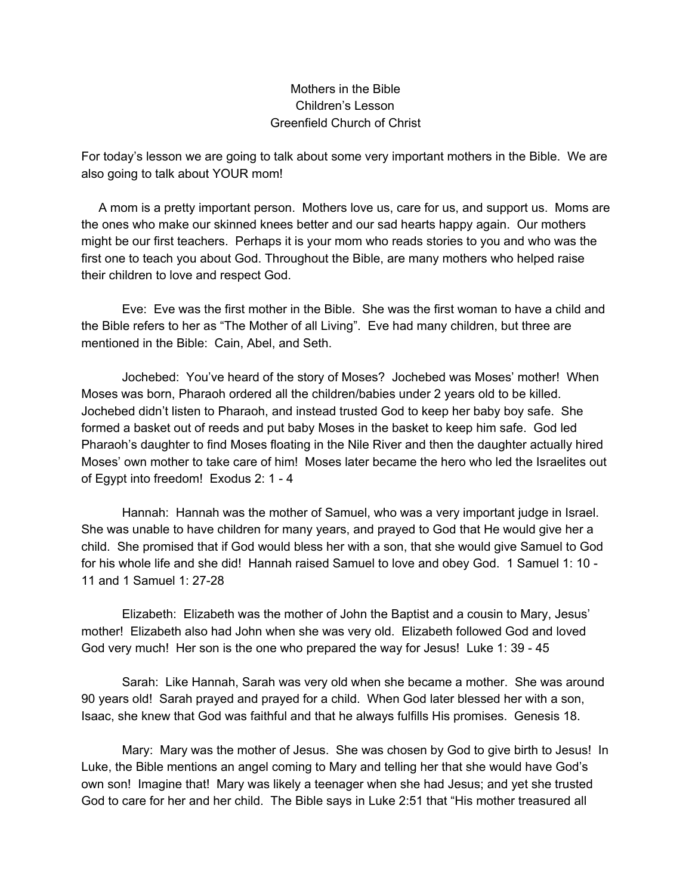# Mothers in the Bible
## Children's Lesson
## Greenfield Church of Christ

For today's lesson we are going to talk about some very important mothers in the Bible. We are also going to talk about YOUR mom!

A mom is a pretty important person. Mothers love us, care for us, and support us. Moms are the ones who make our skinned knees better and our sad hearts happy again. Our mothers might be our first teachers. Perhaps it is your mom who reads stories to you and who was the first one to teach you about God. Throughout the Bible, are many mothers who helped raise their children to love and respect God.

Eve: Eve was the first mother in the Bible. She was the first woman to have a child and the Bible refers to her as "The Mother of all Living". Eve had many children, but three are mentioned in the Bible: Cain, Abel, and Seth.

Jochebed: You've heard of the story of Moses? Jochebed was Moses' mother! When Moses was born, Pharaoh ordered all the children/babies under 2 years old to be killed. Jochebed didn't listen to Pharaoh, and instead trusted God to keep her baby boy safe. She formed a basket out of reeds and put baby Moses in the basket to keep him safe. God led Pharaoh's daughter to find Moses floating in the Nile River and then the daughter actually hired Moses' own mother to take care of him! Moses later became the hero who led the Israelites out of Egypt into freedom! Exodus 2: 1 - 4

Hannah: Hannah was the mother of Samuel, who was a very important judge in Israel. She was unable to have children for many years, and prayed to God that He would give her a child. She promised that if God would bless her with a son, that she would give Samuel to God for his whole life and she did! Hannah raised Samuel to love and obey God. 1 Samuel 1: 10 - 11 and 1 Samuel 1: 27-28

Elizabeth: Elizabeth was the mother of John the Baptist and a cousin to Mary, Jesus' mother! Elizabeth also had John when she was very old. Elizabeth followed God and loved God very much! Her son is the one who prepared the way for Jesus! Luke 1: 39 - 45

Sarah: Like Hannah, Sarah was very old when she became a mother. She was around 90 years old! Sarah prayed and prayed for a child. When God later blessed her with a son, Isaac, she knew that God was faithful and that he always fulfills His promises. Genesis 18.

Mary: Mary was the mother of Jesus. She was chosen by God to give birth to Jesus! In Luke, the Bible mentions an angel coming to Mary and telling her that she would have God's own son! Imagine that! Mary was likely a teenager when she had Jesus; and yet she trusted God to care for her and her child. The Bible says in Luke 2:51 that "His mother treasured all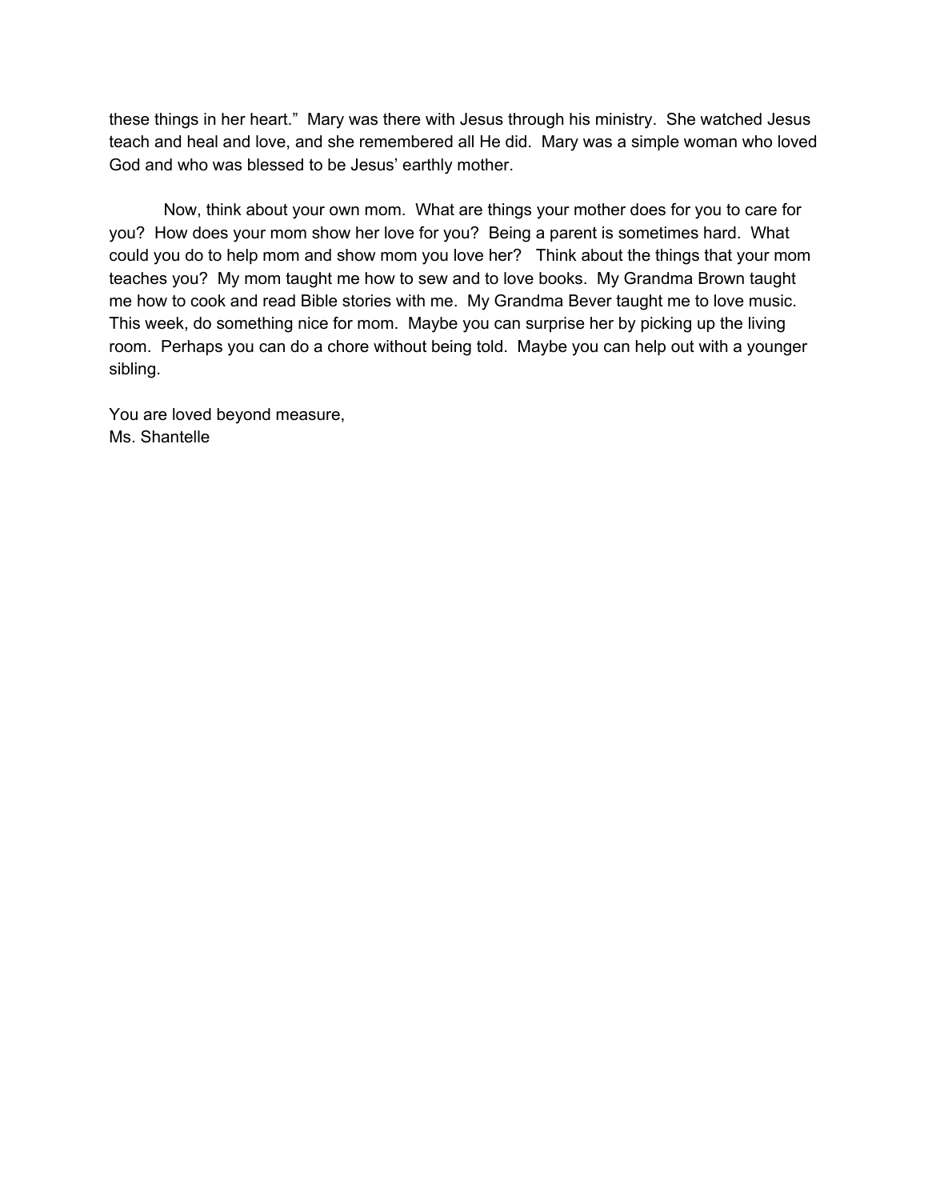these things in her heart." Mary was there with Jesus through his ministry. She watched Jesus teach and heal and love, and she remembered all He did. Mary was a simple woman who loved God and who was blessed to be Jesus' earthly mother.

Now, think about your own mom. What are things your mother does for you to care for you? How does your mom show her love for you? Being a parent is sometimes hard. What could you do to help mom and show mom you love her? Think about the things that your mom teaches you? My mom taught me how to sew and to love books. My Grandma Brown taught me how to cook and read Bible stories with me. My Grandma Bever taught me to love music. This week, do something nice for mom. Maybe you can surprise her by picking up the living room. Perhaps you can do a chore without being told. Maybe you can help out with a younger sibling.

You are loved beyond measure,
Ms. Shantelle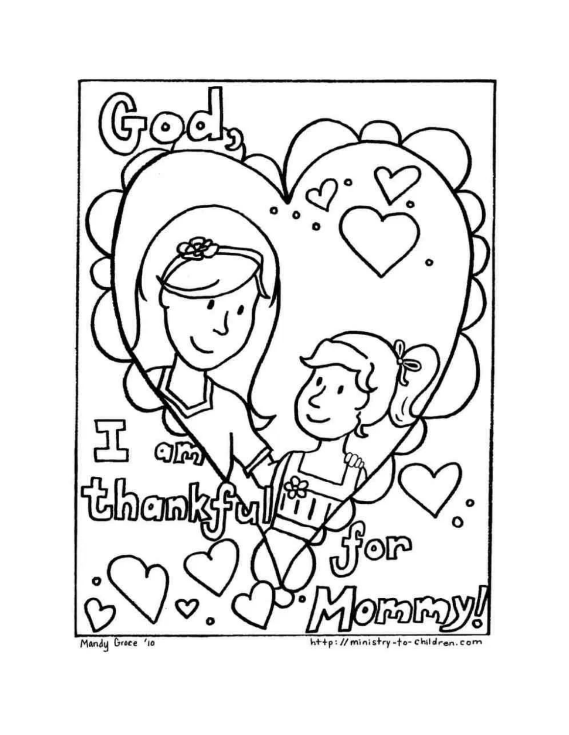God,

I am thankful for Mommy!

Mandy Grace '10

http://ministry-to-children.com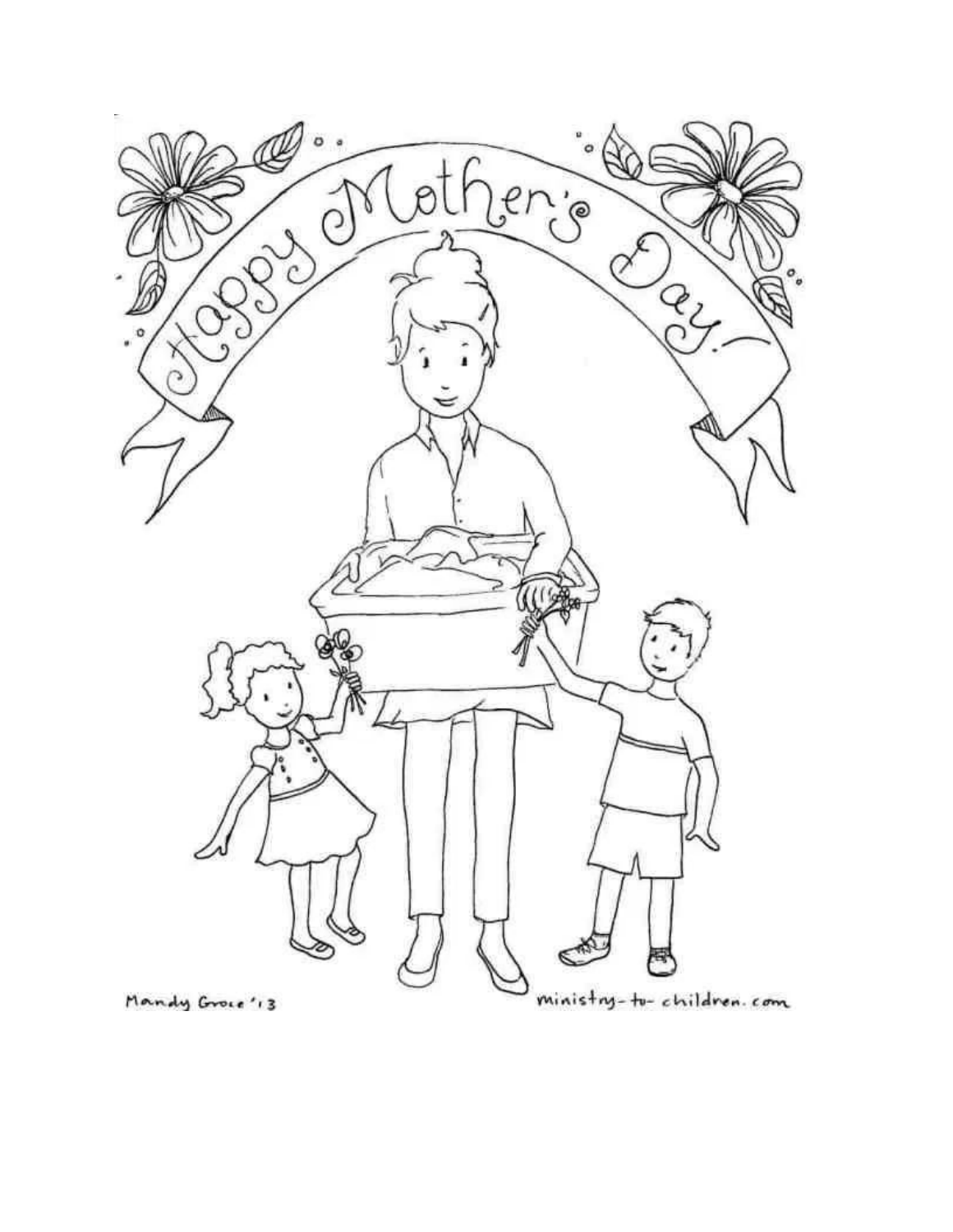Happy Mother's Day!

Mandy Groce '13

ministry-to-children.com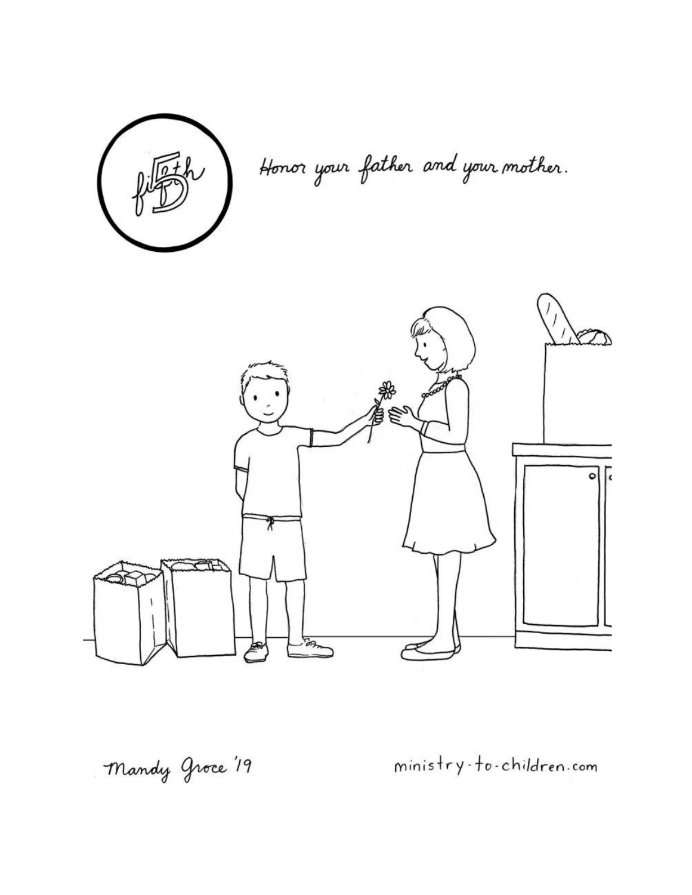fifth

Honor your father and your mother.

Mandy Groce '19

ministry-to-children.com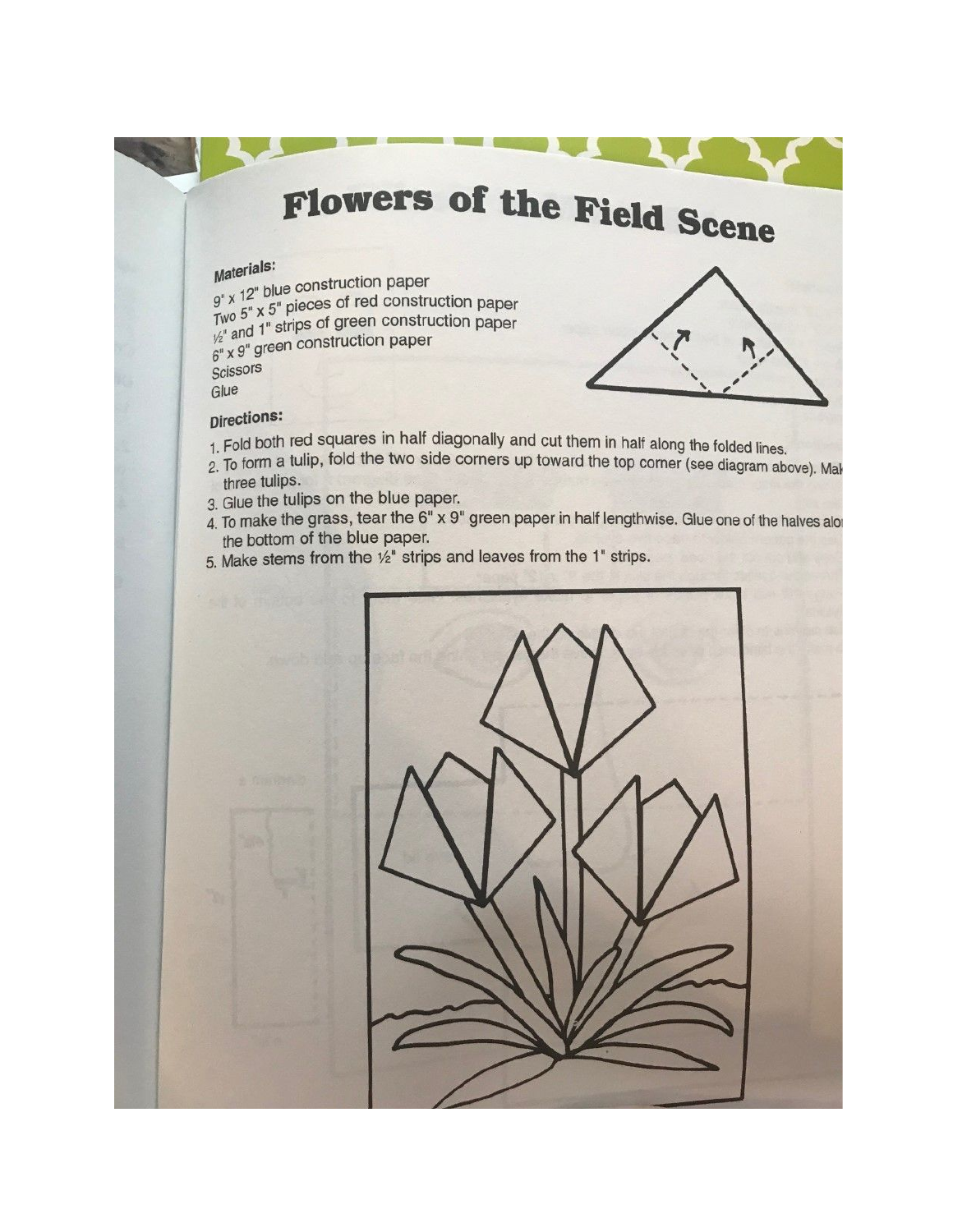# Flowers of the Field Scene

**Materials:**

9" x 12" blue construction paper
Two 5" x 5" pieces of red construction paper
½" and 1" strips of green construction paper
6" x 9" green construction paper
Scissors
Glue

**Directions:**

1. Fold both red squares in half diagonally and cut them in half along the folded lines.
2. To form a tulip, fold the two side corners up toward the top corner (see diagram above). Mak three tulips.
3. Glue the tulips on the blue paper.
4. To make the grass, tear the 6" x 9" green paper in half lengthwise. Glue one of the halves alo the bottom of the blue paper.
5. Make stems from the ½" strips and leaves from the 1" strips.